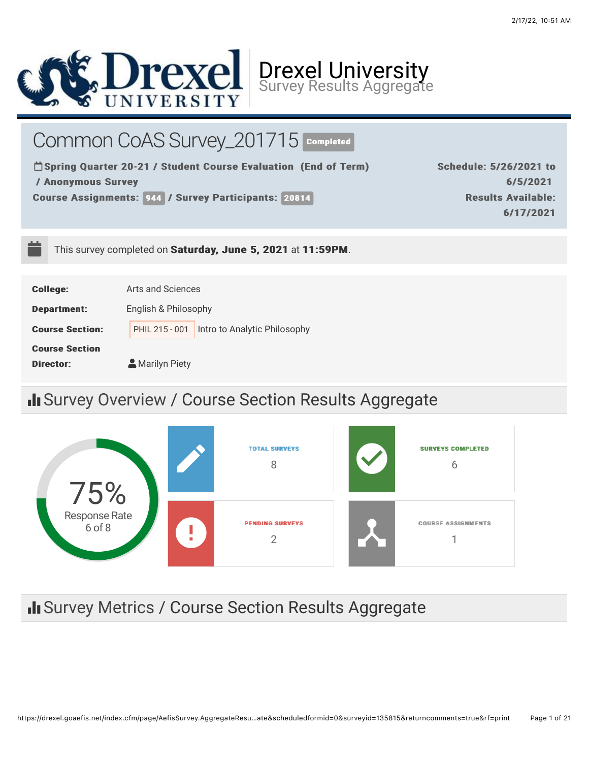# Drexel University
Survey Results Aggregate

## Common CoAS Survey_201715 Completed

**Spring Quarter 20-21 / Student Course Evaluation (End of Term) / Anonymous Survey**

**Course Assignments: 944 / Survey Participants: 20814**

**Schedule: 5/26/2021 to 6/5/2021**

**Results Available: 6/17/2021**

This survey completed on **Saturday, June 5, 2021** at **11:59PM**.

| | |
|---|---|
| **College:** | Arts and Sciences |
| **Department:** | English & Philosophy |
| **Course Section:** | PHIL 215 - 001 Intro to Analytic Philosophy |
| **Course Section Director:** | Marilyn Piety |

## Survey Overview / Course Section Results Aggregate

75% Response Rate
6 of 8

| TOTAL SURVEYS | SURVEYS COMPLETED | PENDING SURVEYS | COURSE ASSIGNMENTS |
|---|---|---|---|
| 8 | 6 | 2 | 1 |

## Survey Metrics / Course Section Results Aggregate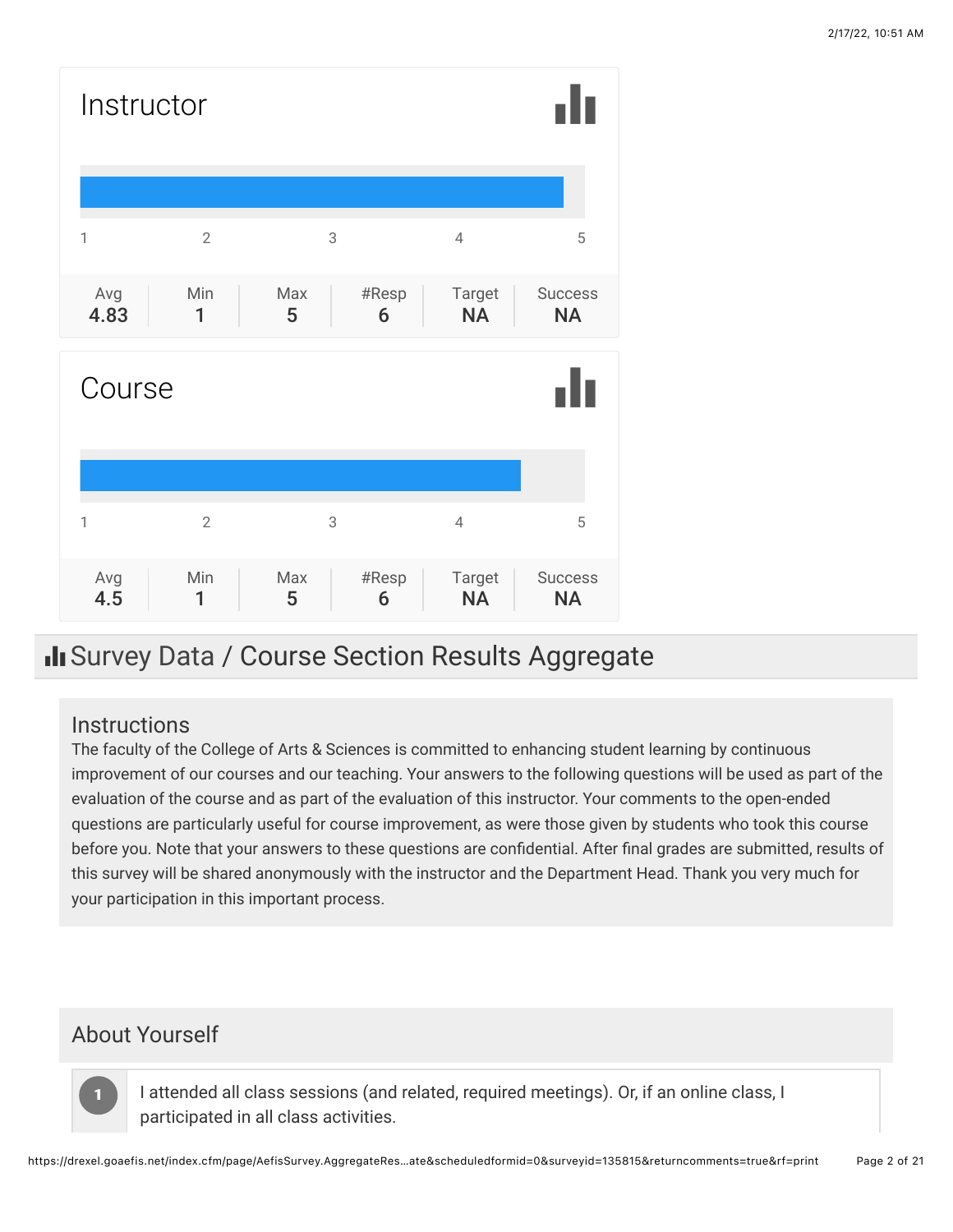## Instructor

| Avg | Min | Max | #Resp | Target | Success |
| --- | --- | --- | --- | --- | --- |
| 4.83 | 1 | 5 | 6 | NA | NA |

## Course

| Avg | Min | Max | #Resp | Target | Success |
| --- | --- | --- | --- | --- | --- |
| 4.5 | 1 | 5 | 6 | NA | NA |

# Survey Data / Course Section Results Aggregate

### Instructions

The faculty of the College of Arts & Sciences is committed to enhancing student learning by continuous improvement of our courses and our teaching. Your answers to the following questions will be used as part of the evaluation of the course and as part of the evaluation of this instructor. Your comments to the open-ended questions are particularly useful for course improvement, as were those given by students who took this course before you. Note that your answers to these questions are confidential. After final grades are submitted, results of this survey will be shared anonymously with the instructor and the Department Head. Thank you very much for your participation in this important process.

## About Yourself

1. I attended all class sessions (and related, required meetings). Or, if an online class, I participated in all class activities.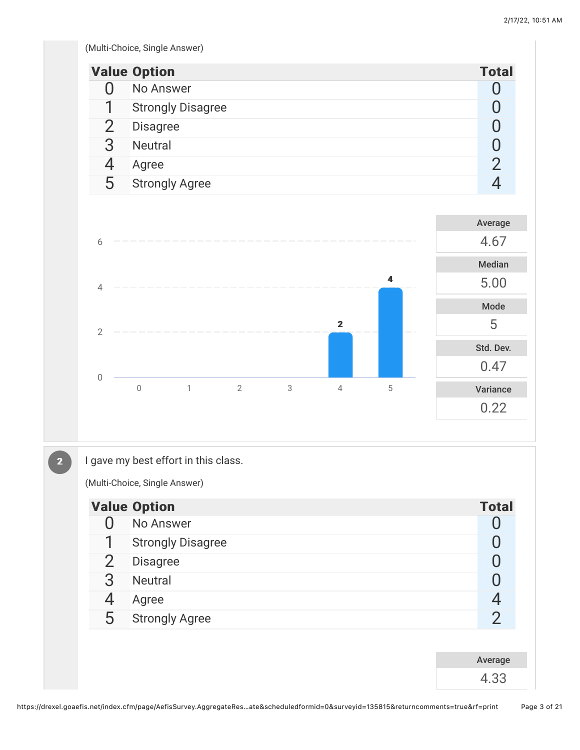(Multi-Choice, Single Answer)

| Value | Option | Total |
| --- | --- | --- |
| 0 | No Answer | 0 |
| 1 | Strongly Disagree | 0 |
| 2 | Disagree | 0 |
| 3 | Neutral | 0 |
| 4 | Agree | 2 |
| 5 | Strongly Agree | 4 |

| Average | Median | Mode | Std. Dev. | Variance |
| --- | --- | --- | --- | --- |
| 4.67 | 5.00 | 5 | 0.47 | 0.22 |

## 2 I gave my best effort in this class.

(Multi-Choice, Single Answer)

| Value | Option | Total |
| --- | --- | --- |
| 0 | No Answer | 0 |
| 1 | Strongly Disagree | 0 |
| 2 | Disagree | 0 |
| 3 | Neutral | 0 |
| 4 | Agree | 4 |
| 5 | Strongly Agree | 2 |

| Average |
| --- |
| 4.33 |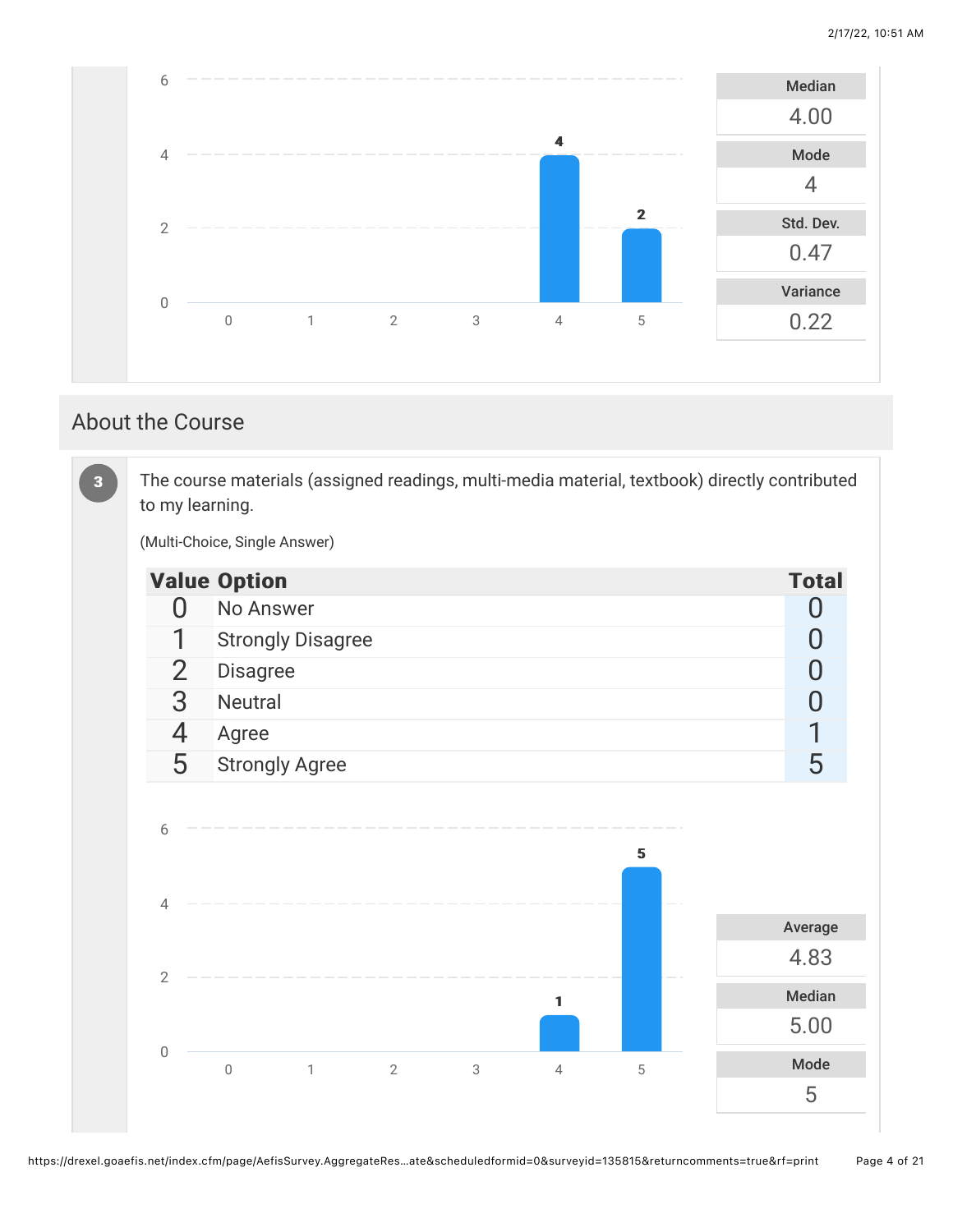| Median |
| --- |
| 4.00 |

| Mode |
| --- |
| 4 |

| Std. Dev. |
| --- |
| 0.47 |

| Variance |
| --- |
| 0.22 |

## About the Course

**3** The course materials (assigned readings, multi-media material, textbook) directly contributed to my learning.

(Multi-Choice, Single Answer)

| Value | Option | Total |
| --- | --- | --- |
| 0 | No Answer | 0 |
| 1 | Strongly Disagree | 0 |
| 2 | Disagree | 0 |
| 3 | Neutral | 0 |
| 4 | Agree | 1 |
| 5 | Strongly Agree | 5 |

| Average |
| --- |
| 4.83 |

| Median |
| --- |
| 5.00 |

| Mode |
| --- |
| 5 |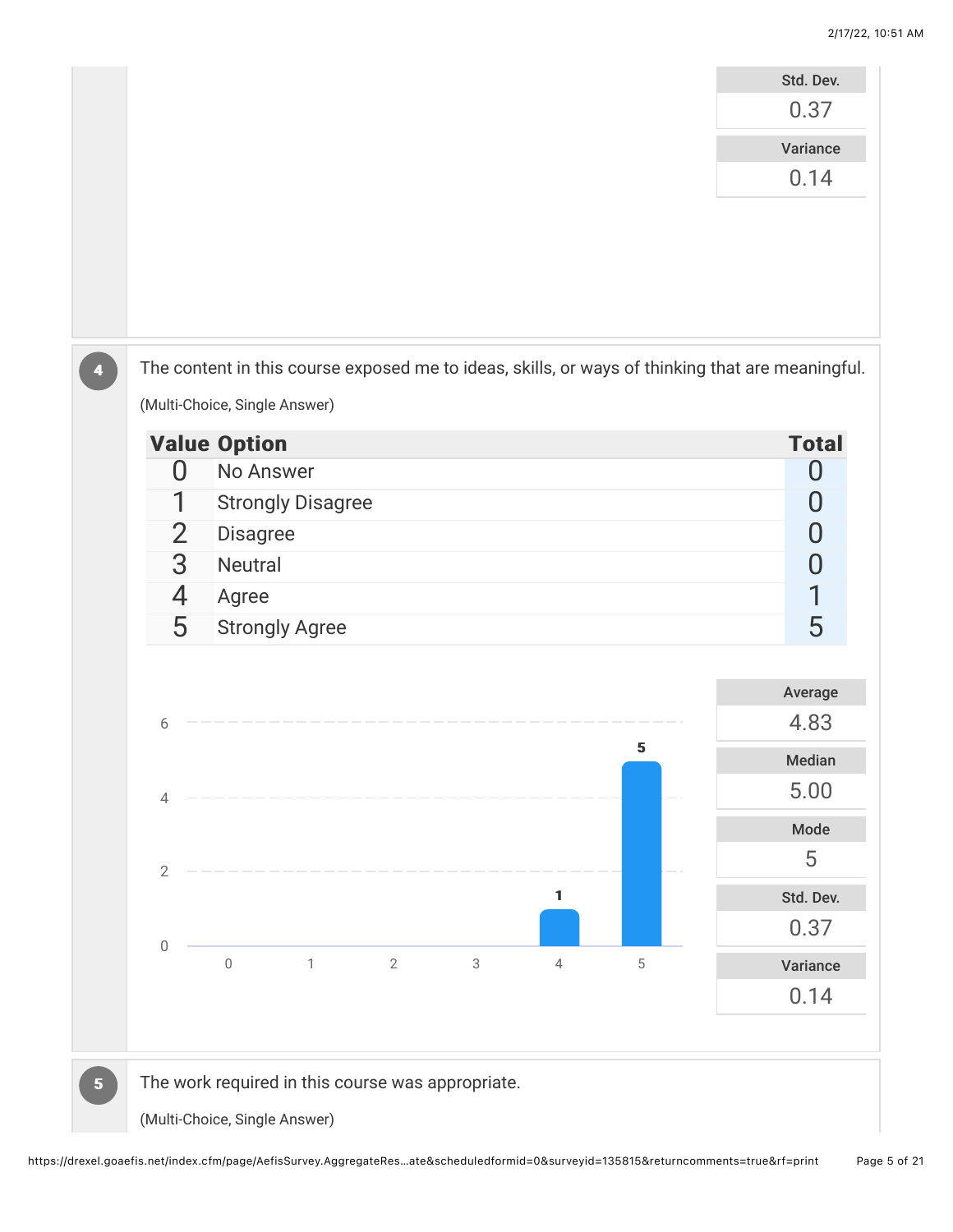| Std. Dev. |
|---|
| 0.37 |

| Variance |
|---|
| 0.14 |

**4** The content in this course exposed me to ideas, skills, or ways of thinking that are meaningful.

(Multi-Choice, Single Answer)

| Value | Option | Total |
|---|---|---|
| 0 | No Answer | 0 |
| 1 | Strongly Disagree | 0 |
| 2 | Disagree | 0 |
| 3 | Neutral | 0 |
| 4 | Agree | 1 |
| 5 | Strongly Agree | 5 |

| Average | Median | Mode | Std. Dev. | Variance |
|---|---|---|---|---|
| 4.83 | 5.00 | 5 | 0.37 | 0.14 |

**5** The work required in this course was appropriate.

(Multi-Choice, Single Answer)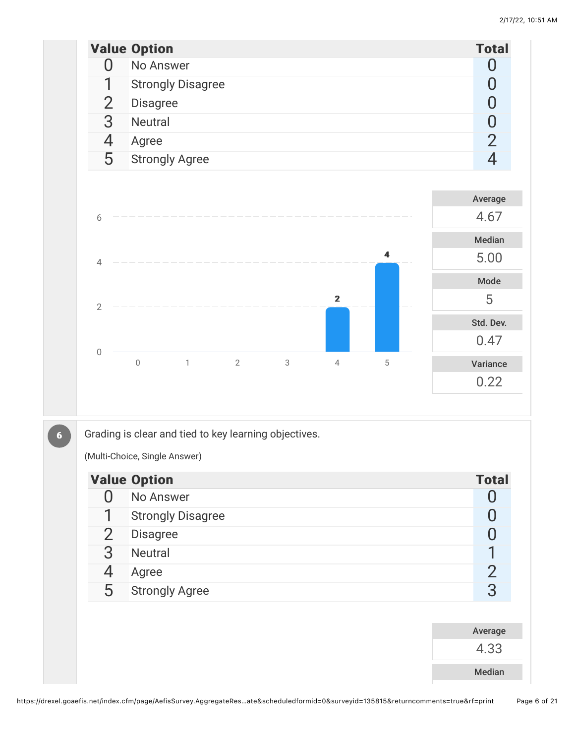| Value | Option | Total |
|---|---|---|
| 0 | No Answer | 0 |
| 1 | Strongly Disagree | 0 |
| 2 | Disagree | 0 |
| 3 | Neutral | 0 |
| 4 | Agree | 2 |
| 5 | Strongly Agree | 4 |

| Average | Median | Mode | Std. Dev. | Variance |
|---|---|---|---|---|
| 4.67 | 5.00 | 5 | 0.47 | 0.22 |

**6** Grading is clear and tied to key learning objectives.

(Multi-Choice, Single Answer)

| Value | Option | Total |
|---|---|---|
| 0 | No Answer | 0 |
| 1 | Strongly Disagree | 0 |
| 2 | Disagree | 0 |
| 3 | Neutral | 1 |
| 4 | Agree | 2 |
| 5 | Strongly Agree | 3 |

| Average | Median |
|---|---|
| 4.33 | |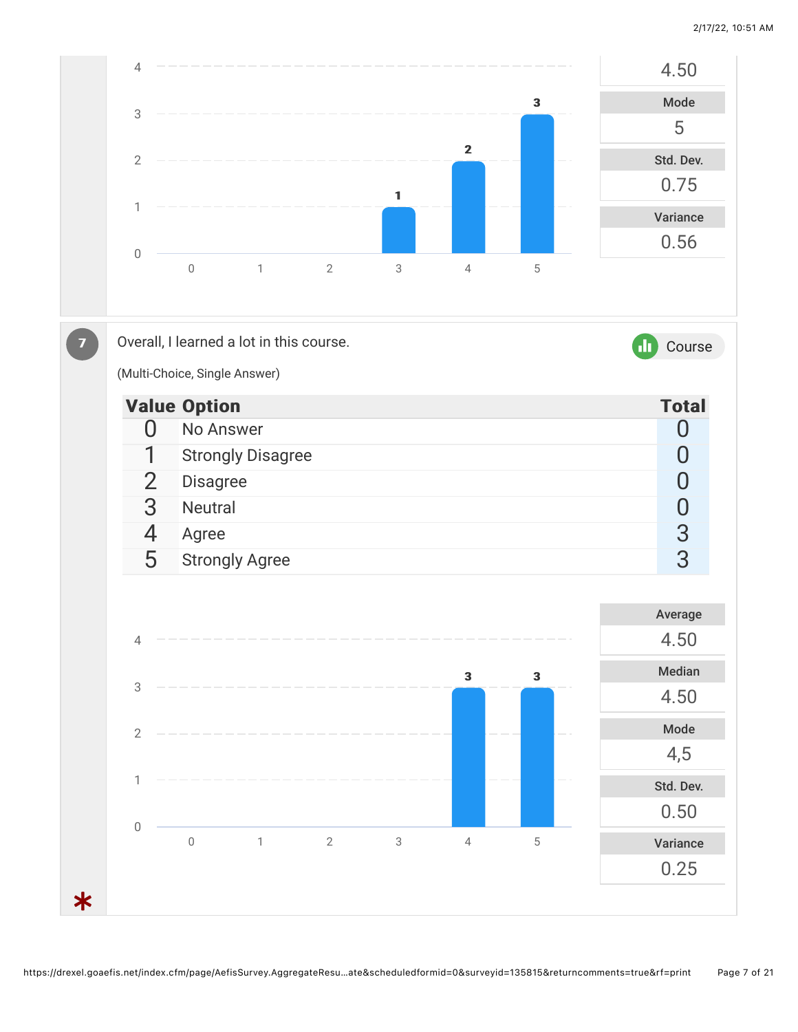| 4.50 |
|---|
| **Mode** |
| 5 |
| **Std. Dev.** |
| 0.75 |
| **Variance** |
| 0.56 |

7

Overall, I learned a lot in this course.

Course

(Multi-Choice, Single Answer)

| Value | Option | Total |
|---|---|---|
| 0 | No Answer | 0 |
| 1 | Strongly Disagree | 0 |
| 2 | Disagree | 0 |
| 3 | Neutral | 0 |
| 4 | Agree | 3 |
| 5 | Strongly Agree | 3 |

| Average | Median | Mode | Std. Dev. | Variance |
|---|---|---|---|---|
| 4.50 | 4.50 | 4,5 | 0.50 | 0.25 |

*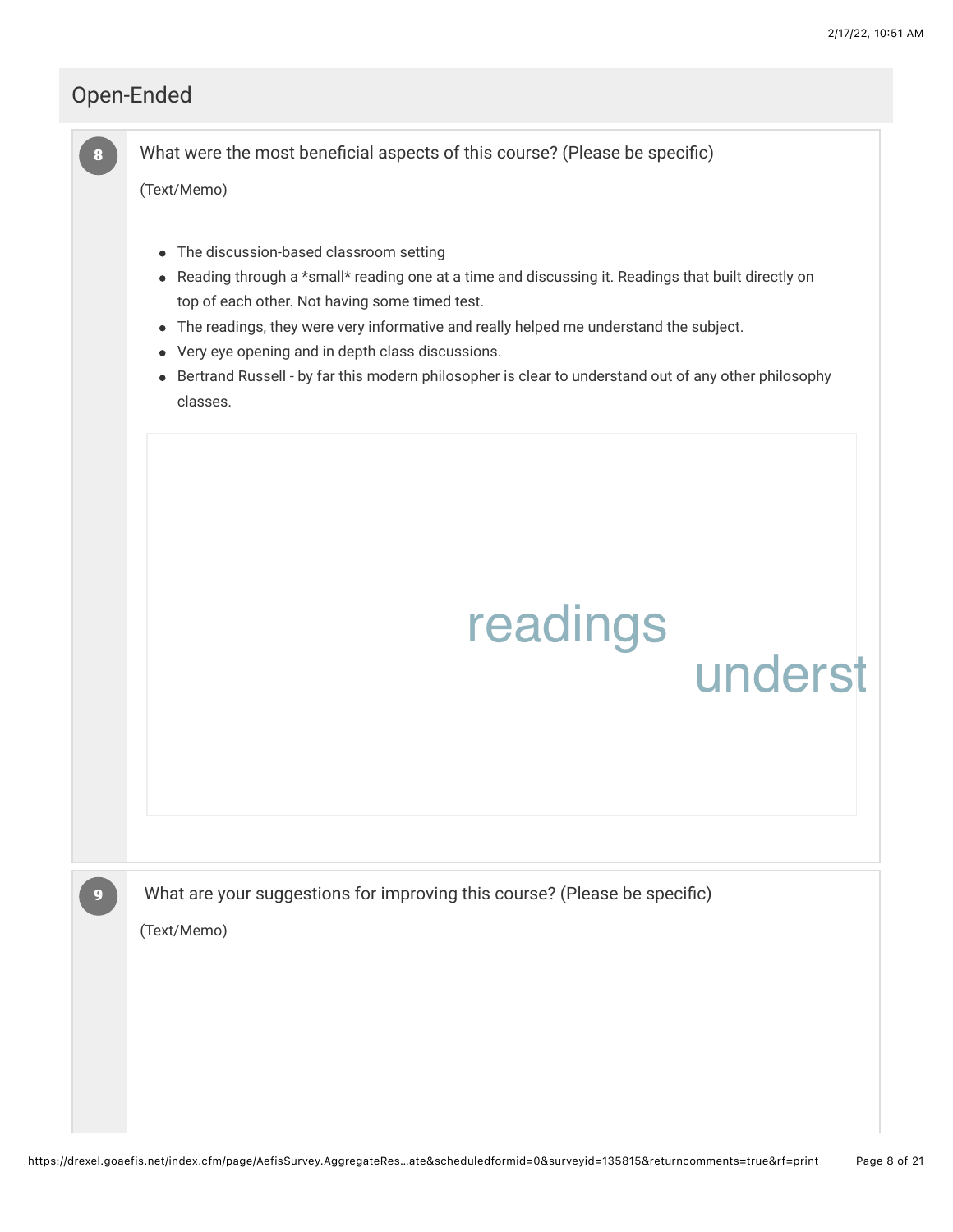## Open-Ended

**8** What were the most beneficial aspects of this course? (Please be specific)

(Text/Memo)

- The discussion-based classroom setting
- Reading through a *small* reading one at a time and discussing it. Readings that built directly on top of each other. Not having some timed test.
- The readings, they were very informative and really helped me understand the subject.
- Very eye opening and in depth class discussions.
- Bertrand Russell - by far this modern philosopher is clear to understand out of any other philosophy classes.

readings

underst

**9** What are your suggestions for improving this course? (Please be specific)

(Text/Memo)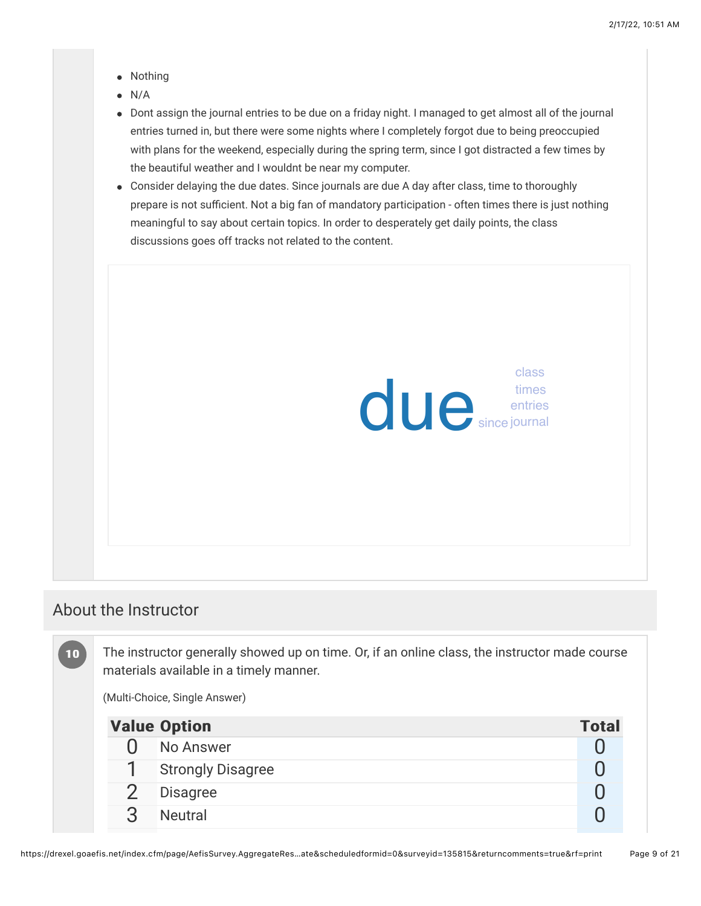- Nothing
- N/A
- Dont assign the journal entries to be due on a friday night. I managed to get almost all of the journal entries turned in, but there were some nights where I completely forgot due to being preoccupied with plans for the weekend, especially during the spring term, since I got distracted a few times by the beautiful weather and I wouldnt be near my computer.
- Consider delaying the due dates. Since journals are due A day after class, time to thoroughly prepare is not sufficient. Not a big fan of mandatory participation - often times there is just nothing meaningful to say about certain topics. In order to desperately get daily points, the class discussions goes off tracks not related to the content.

due class times entries since journal

## About the Instructor

**10** The instructor generally showed up on time. Or, if an online class, the instructor made course materials available in a timely manner.

(Multi-Choice, Single Answer)

| Value | Option | Total |
|---|---|---|
| 0 | No Answer | 0 |
| 1 | Strongly Disagree | 0 |
| 2 | Disagree | 0 |
| 3 | Neutral | 0 |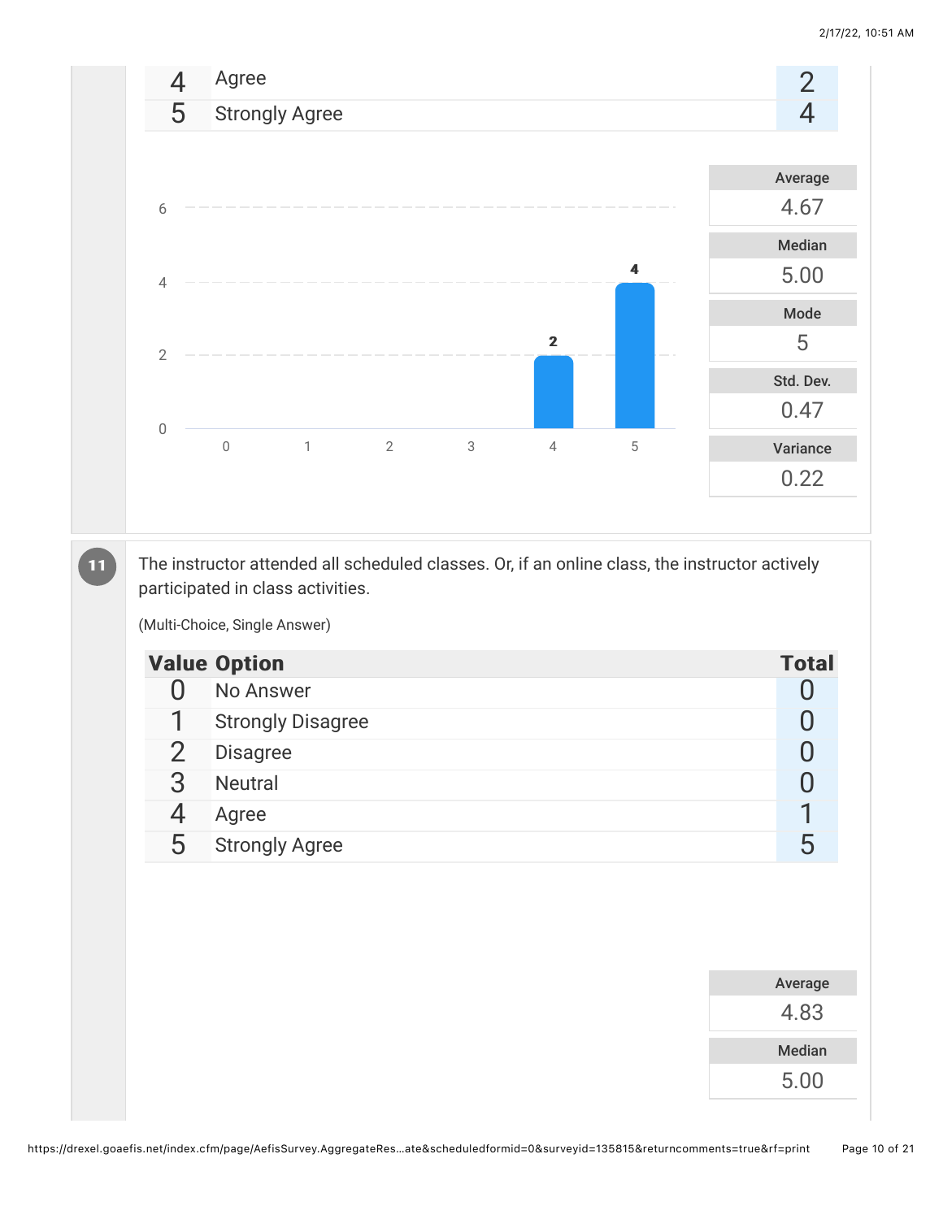| Value | Option | Total |
|---|---|---|
| 4 | Agree | 2 |
| 5 | Strongly Agree | 4 |

| Average | Median | Mode | Std. Dev. | Variance |
|---|---|---|---|---|
| 4.67 | 5.00 | 5 | 0.47 | 0.22 |

**11** The instructor attended all scheduled classes. Or, if an online class, the instructor actively participated in class activities.

(Multi-Choice, Single Answer)

| Value | Option | Total |
|---|---|---|
| 0 | No Answer | 0 |
| 1 | Strongly Disagree | 0 |
| 2 | Disagree | 0 |
| 3 | Neutral | 0 |
| 4 | Agree | 1 |
| 5 | Strongly Agree | 5 |

| Average | Median |
|---|---|
| 4.83 | 5.00 |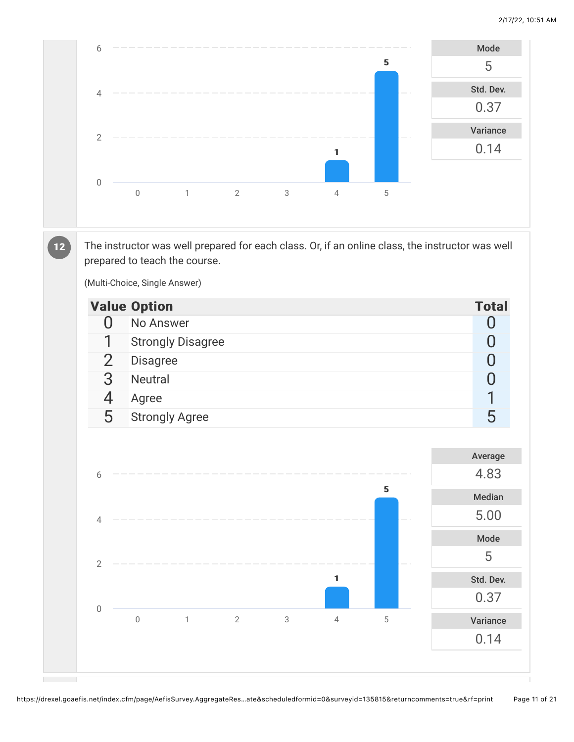| Mode |
| --- |
| 5 |

| Std. Dev. |
| --- |
| 0.37 |

| Variance |
| --- |
| 0.14 |

**12**

The instructor was well prepared for each class. Or, if an online class, the instructor was well prepared to teach the course.

(Multi-Choice, Single Answer)

| Value | Option | Total |
| --- | --- | --- |
| 0 | No Answer | 0 |
| 1 | Strongly Disagree | 0 |
| 2 | Disagree | 0 |
| 3 | Neutral | 0 |
| 4 | Agree | 1 |
| 5 | Strongly Agree | 5 |

| Average |
| --- |
| 4.83 |

| Median |
| --- |
| 5.00 |

| Mode |
| --- |
| 5 |

| Std. Dev. |
| --- |
| 0.37 |

| Variance |
| --- |
| 0.14 |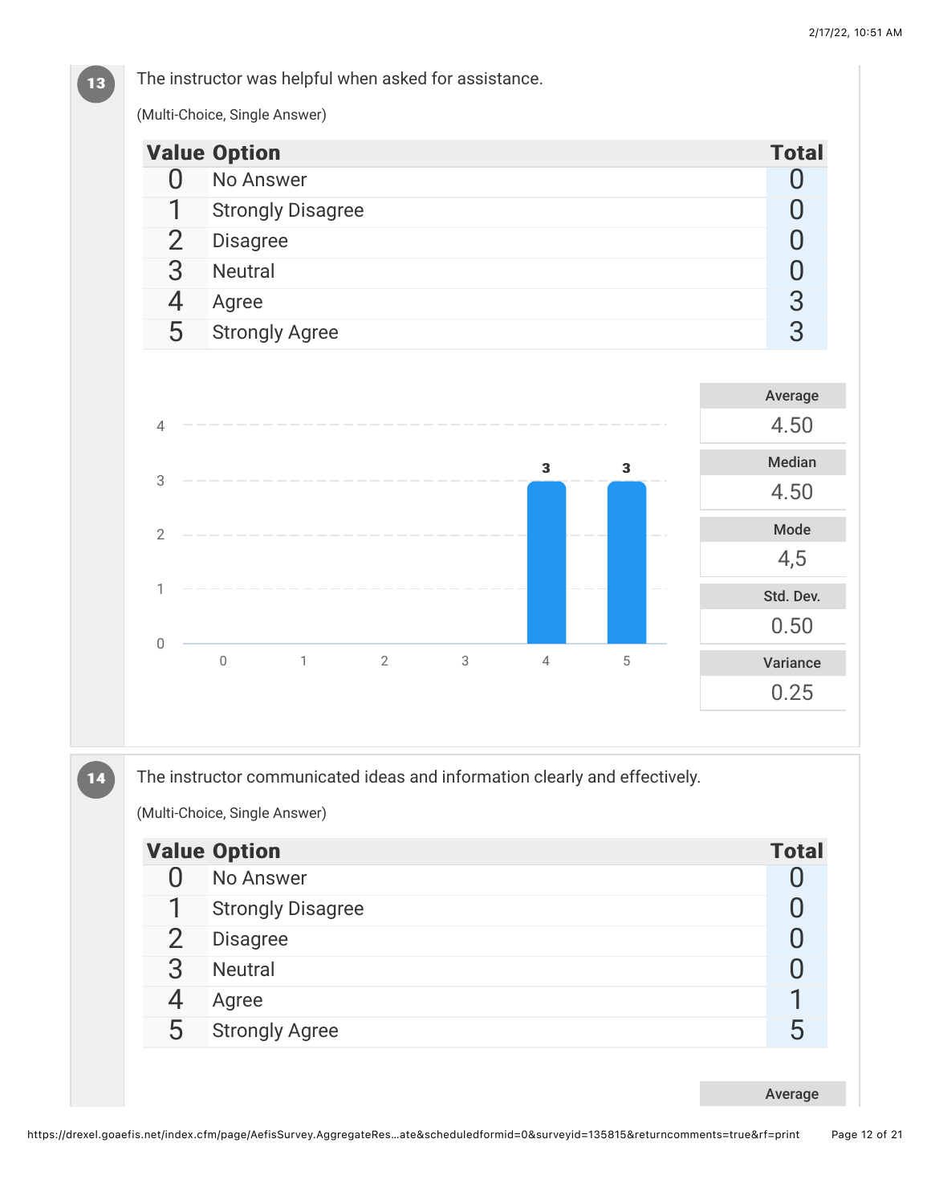**13** The instructor was helpful when asked for assistance.

(Multi-Choice, Single Answer)

| Value | Option | Total |
|---|---|---|
| 0 | No Answer | 0 |
| 1 | Strongly Disagree | 0 |
| 2 | Disagree | 0 |
| 3 | Neutral | 0 |
| 4 | Agree | 3 |
| 5 | Strongly Agree | 3 |

| Average | Median | Mode | Std. Dev. | Variance |
|---|---|---|---|---|
| 4.50 | 4.50 | 4,5 | 0.50 | 0.25 |

**14** The instructor communicated ideas and information clearly and effectively.

(Multi-Choice, Single Answer)

| Value | Option | Total |
|---|---|---|
| 0 | No Answer | 0 |
| 1 | Strongly Disagree | 0 |
| 2 | Disagree | 0 |
| 3 | Neutral | 0 |
| 4 | Agree | 1 |
| 5 | Strongly Agree | 5 |

Average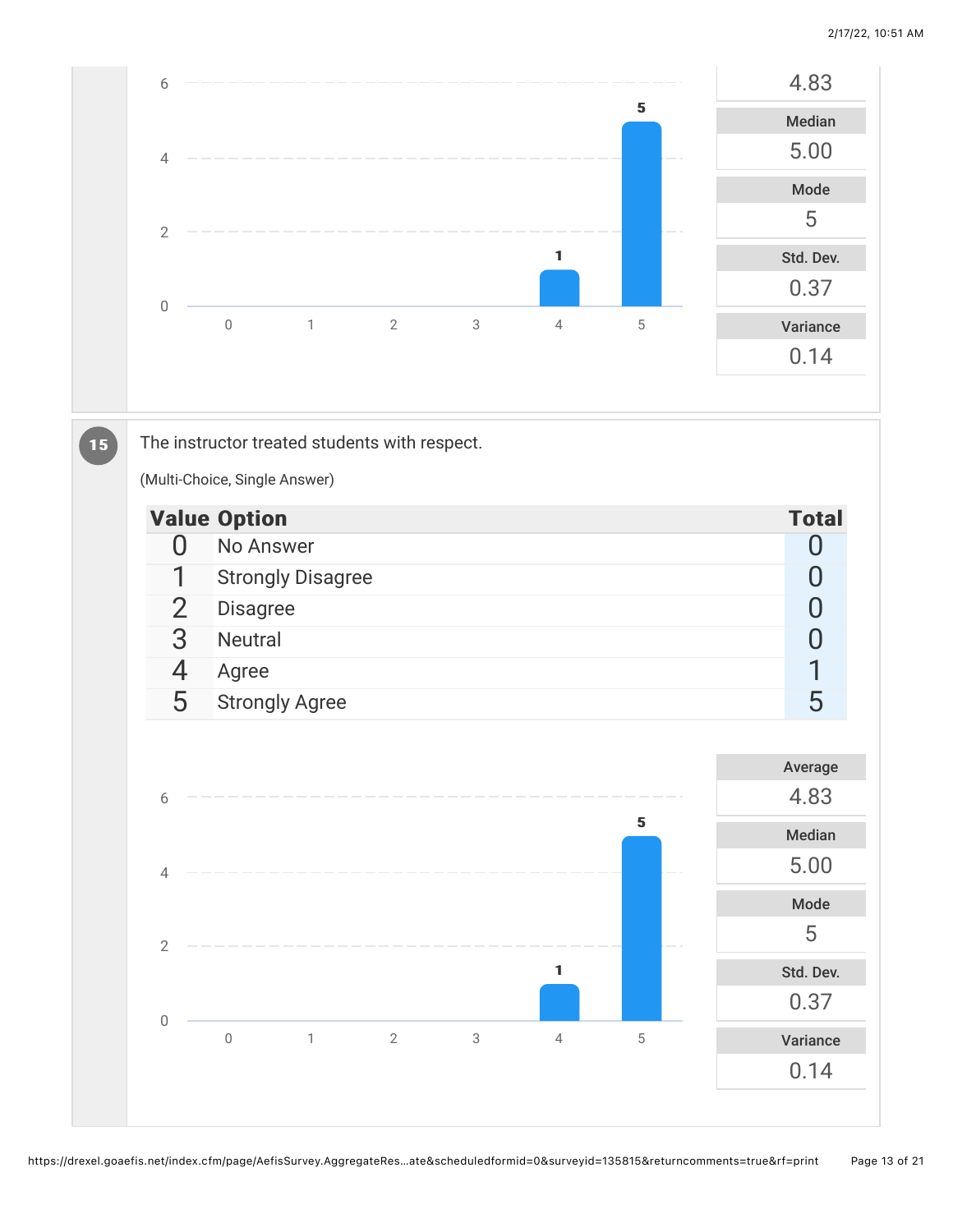| Statistic | Value |
|---|---|
| | 4.83 |
| Median | 5.00 |
| Mode | 5 |
| Std. Dev. | 0.37 |
| Variance | 0.14 |

**15** The instructor treated students with respect.

(Multi-Choice, Single Answer)

| Value | Option | Total |
|---|---|---|
| 0 | No Answer | 0 |
| 1 | Strongly Disagree | 0 |
| 2 | Disagree | 0 |
| 3 | Neutral | 0 |
| 4 | Agree | 1 |
| 5 | Strongly Agree | 5 |

| Statistic | Value |
|---|---|
| Average | 4.83 |
| Median | 5.00 |
| Mode | 5 |
| Std. Dev. | 0.37 |
| Variance | 0.14 |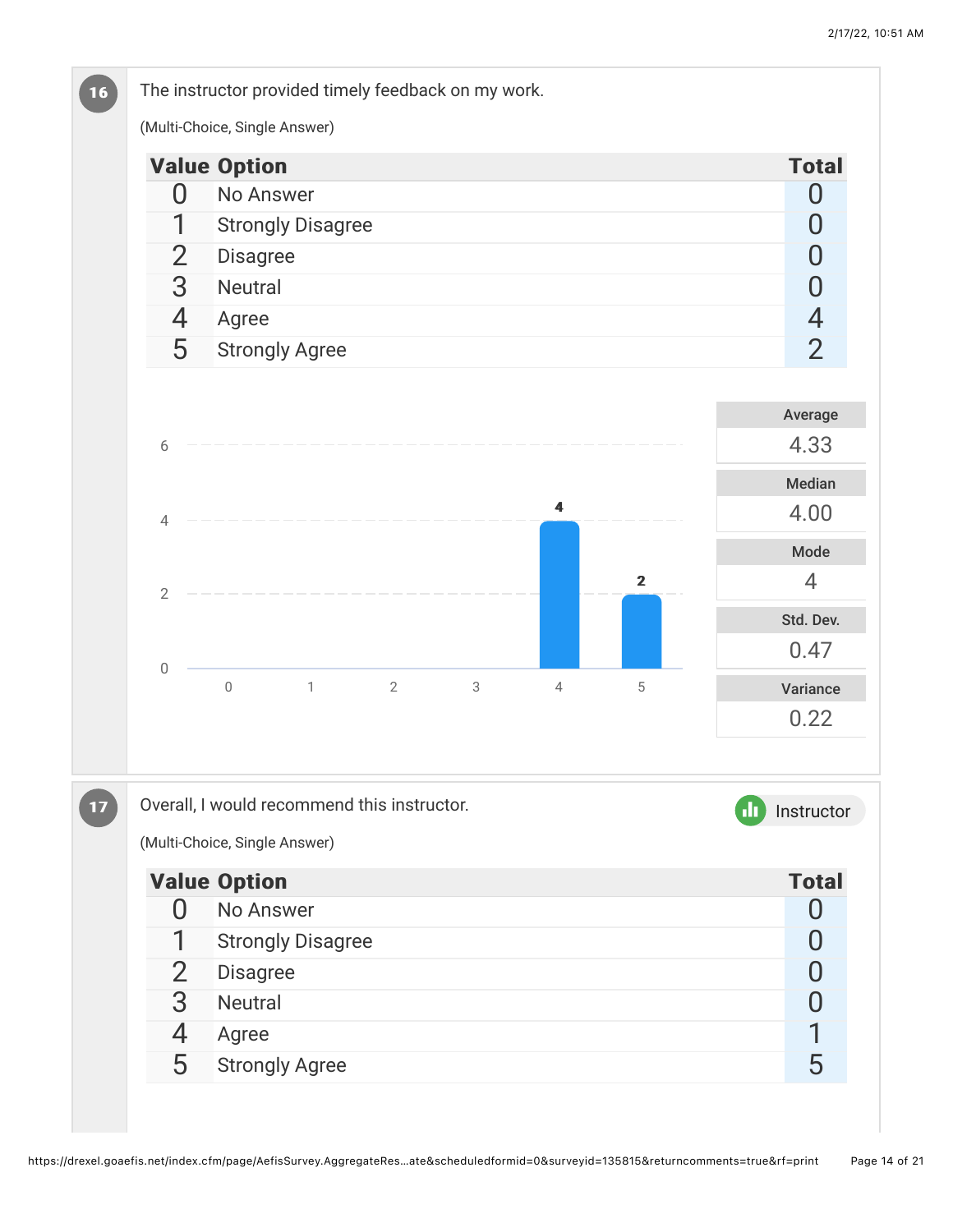**16** The instructor provided timely feedback on my work.

(Multi-Choice, Single Answer)

| Value | Option | Total |
|---|---|---|
| 0 | No Answer | 0 |
| 1 | Strongly Disagree | 0 |
| 2 | Disagree | 0 |
| 3 | Neutral | 0 |
| 4 | Agree | 4 |
| 5 | Strongly Agree | 2 |

| Statistic | Value |
|---|---|
| Average | 4.33 |
| Median | 4.00 |
| Mode | 4 |
| Std. Dev. | 0.47 |
| Variance | 0.22 |

**17** Overall, I would recommend this instructor.

Instructor

(Multi-Choice, Single Answer)

| Value | Option | Total |
|---|---|---|
| 0 | No Answer | 0 |
| 1 | Strongly Disagree | 0 |
| 2 | Disagree | 0 |
| 3 | Neutral | 0 |
| 4 | Agree | 1 |
| 5 | Strongly Agree | 5 |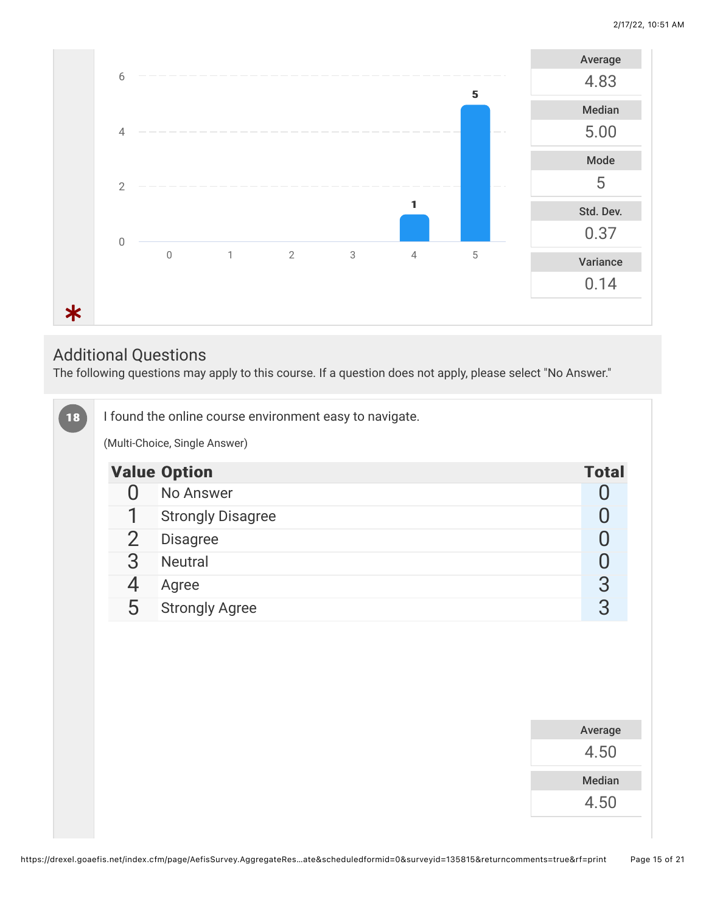| Value | Count |
|---|---|
| 0 | |
| 1 | |
| 2 | |
| 3 | |
| 4 | 1 |
| 5 | 5 |

| Average |
|---|
| 4.83 |

| Median |
|---|
| 5.00 |

| Mode |
|---|
| 5 |

| Std. Dev. |
|---|
| 0.37 |

| Variance |
|---|
| 0.14 |

*

## Additional Questions

The following questions may apply to this course. If a question does not apply, please select "No Answer."

**18** I found the online course environment easy to navigate.

(Multi-Choice, Single Answer)

| Value | Option | Total |
|---|---|---|
| 0 | No Answer | 0 |
| 1 | Strongly Disagree | 0 |
| 2 | Disagree | 0 |
| 3 | Neutral | 0 |
| 4 | Agree | 3 |
| 5 | Strongly Agree | 3 |

| Average |
|---|
| 4.50 |

| Median |
|---|
| 4.50 |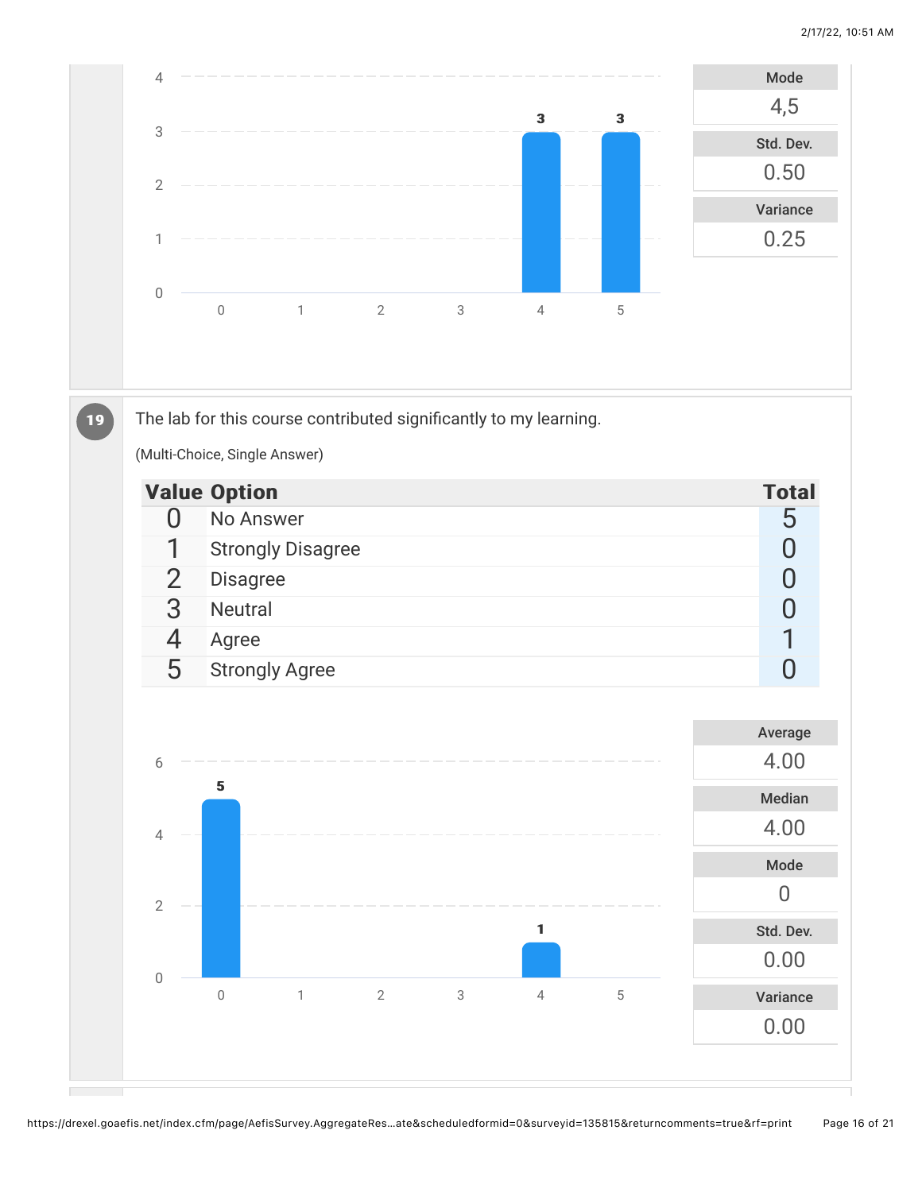| Mode |
| --- |
| 4,5 |

| Std. Dev. |
| --- |
| 0.50 |

| Variance |
| --- |
| 0.25 |

## 19

The lab for this course contributed significantly to my learning.

(Multi-Choice, Single Answer)

| Value | Option | Total |
| --- | --- | --- |
| 0 | No Answer | 5 |
| 1 | Strongly Disagree | 0 |
| 2 | Disagree | 0 |
| 3 | Neutral | 0 |
| 4 | Agree | 1 |
| 5 | Strongly Agree | 0 |

| Average |
| --- |
| 4.00 |

| Median |
| --- |
| 4.00 |

| Mode |
| --- |
| 0 |

| Std. Dev. |
| --- |
| 0.00 |

| Variance |
| --- |
| 0.00 |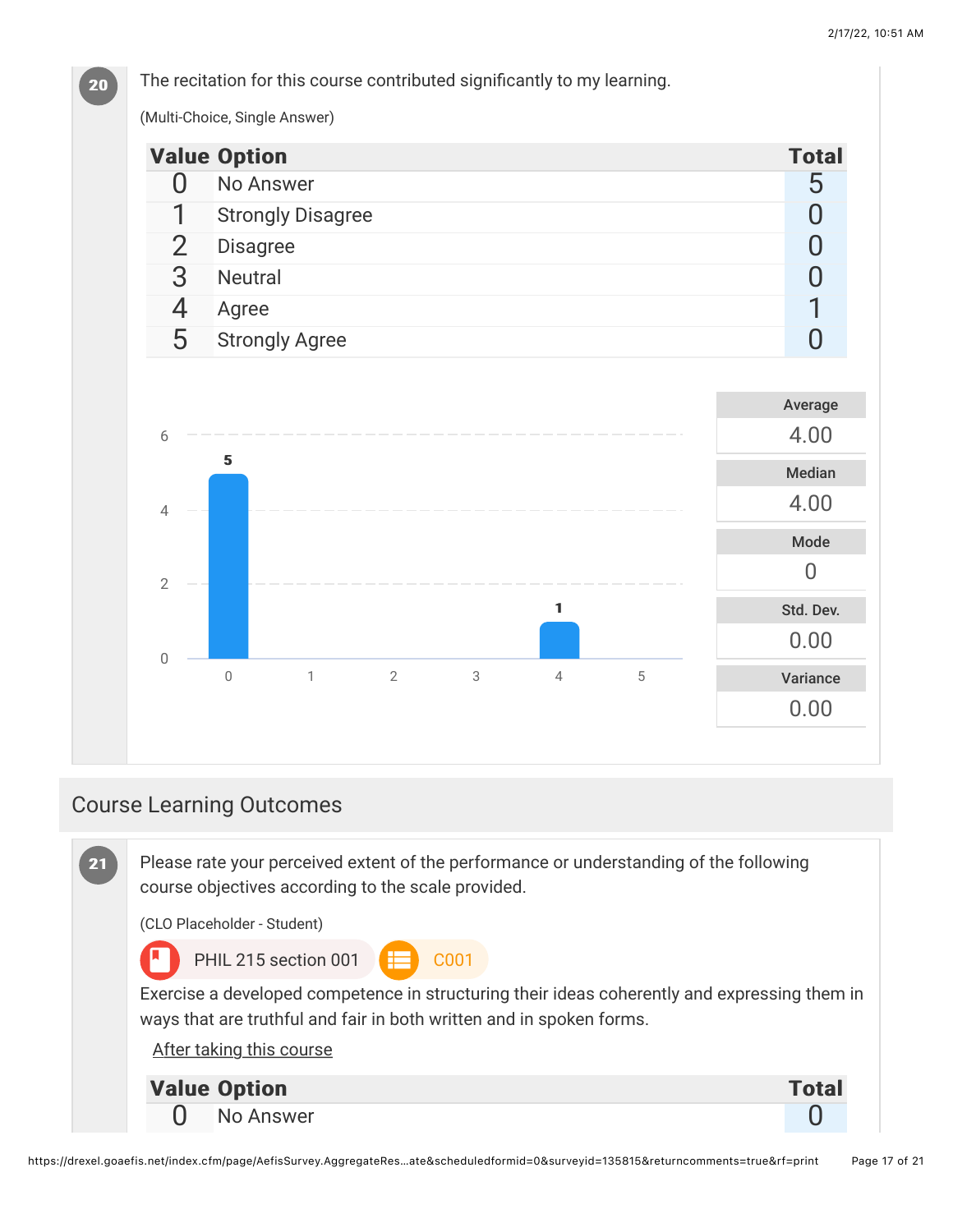**20** The recitation for this course contributed significantly to my learning.

(Multi-Choice, Single Answer)

| Value | Option | Total |
|---|---|---|
| 0 | No Answer | 5 |
| 1 | Strongly Disagree | 0 |
| 2 | Disagree | 0 |
| 3 | Neutral | 0 |
| 4 | Agree | 1 |
| 5 | Strongly Agree | 0 |

| Average | Median | Mode | Std. Dev. | Variance |
|---|---|---|---|---|
| 4.00 | 4.00 | 0 | 0.00 | 0.00 |

## Course Learning Outcomes

**21** Please rate your perceived extent of the performance or understanding of the following course objectives according to the scale provided.

(CLO Placeholder - Student)

PHIL 215 section 001 C001

Exercise a developed competence in structuring their ideas coherently and expressing them in ways that are truthful and fair in both written and in spoken forms.

After taking this course

| Value | Option | Total |
|---|---|---|
| 0 | No Answer | 0 |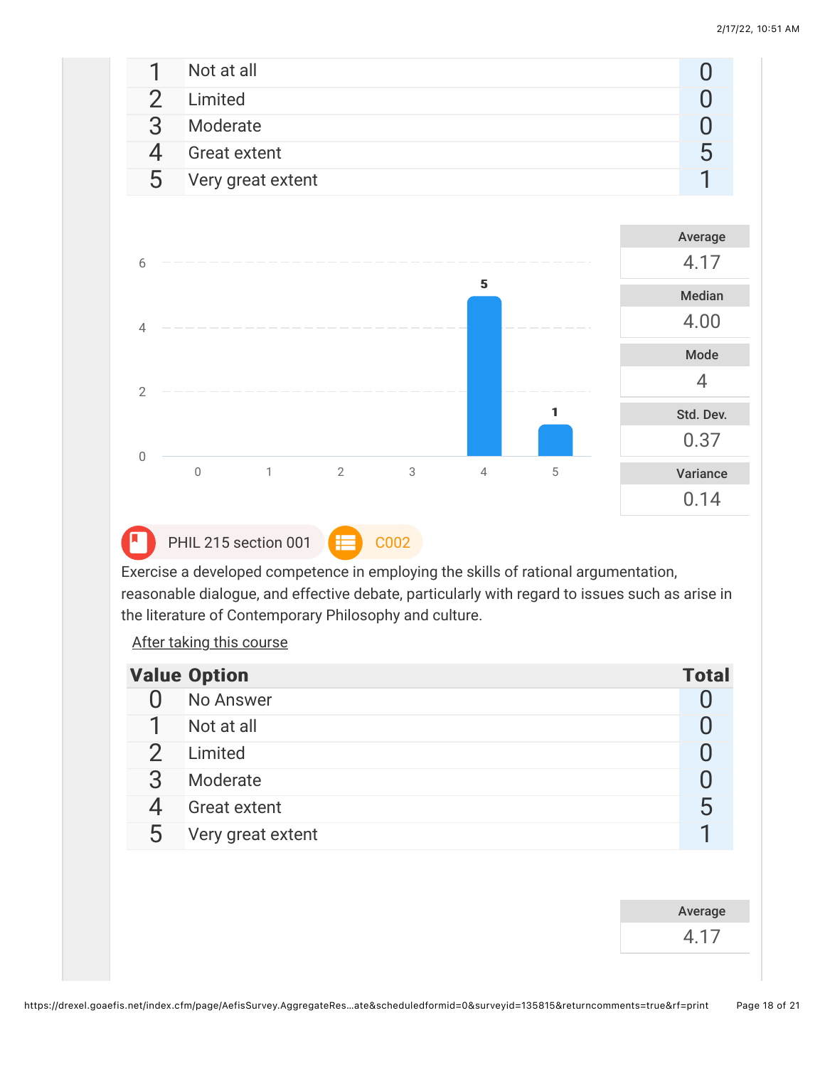| Value | Option | Total |
|---|---|---|
| 1 | Not at all | 0 |
| 2 | Limited | 0 |
| 3 | Moderate | 0 |
| 4 | Great extent | 5 |
| 5 | Very great extent | 1 |

| Average | Median | Mode | Std. Dev. | Variance |
|---|---|---|---|---|
| 4.17 | 4.00 | 4 | 0.37 | 0.14 |

PHIL 215 section 001 C002

Exercise a developed competence in employing the skills of rational argumentation, reasonable dialogue, and effective debate, particularly with regard to issues such as arise in the literature of Contemporary Philosophy and culture.

After taking this course

| Value | Option | Total |
|---|---|---|
| 0 | No Answer | 0 |
| 1 | Not at all | 0 |
| 2 | Limited | 0 |
| 3 | Moderate | 0 |
| 4 | Great extent | 5 |
| 5 | Very great extent | 1 |

| Average |
|---|
| 4.17 |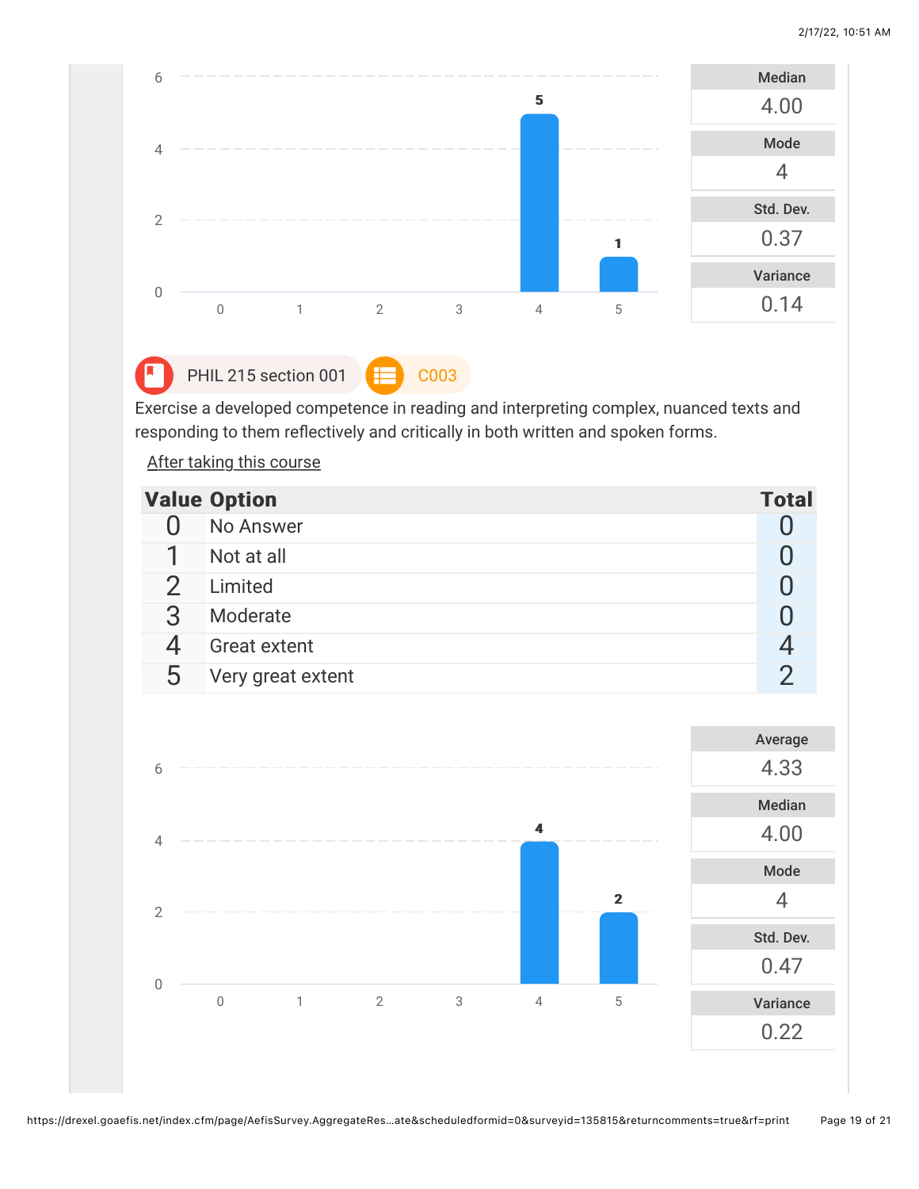| Median |
|---|
| 4.00 |

| Mode |
|---|
| 4 |

| Std. Dev. |
|---|
| 0.37 |

| Variance |
|---|
| 0.14 |

PHIL 215 section 001 C003

Exercise a developed competence in reading and interpreting complex, nuanced texts and responding to them reflectively and critically in both written and spoken forms.

After taking this course

| Value | Option | Total |
|---|---|---|
| 0 | No Answer | 0 |
| 1 | Not at all | 0 |
| 2 | Limited | 0 |
| 3 | Moderate | 0 |
| 4 | Great extent | 4 |
| 5 | Very great extent | 2 |

| Average |
|---|
| 4.33 |

| Median |
|---|
| 4.00 |

| Mode |
|---|
| 4 |

| Std. Dev. |
|---|
| 0.47 |

| Variance |
|---|
| 0.22 |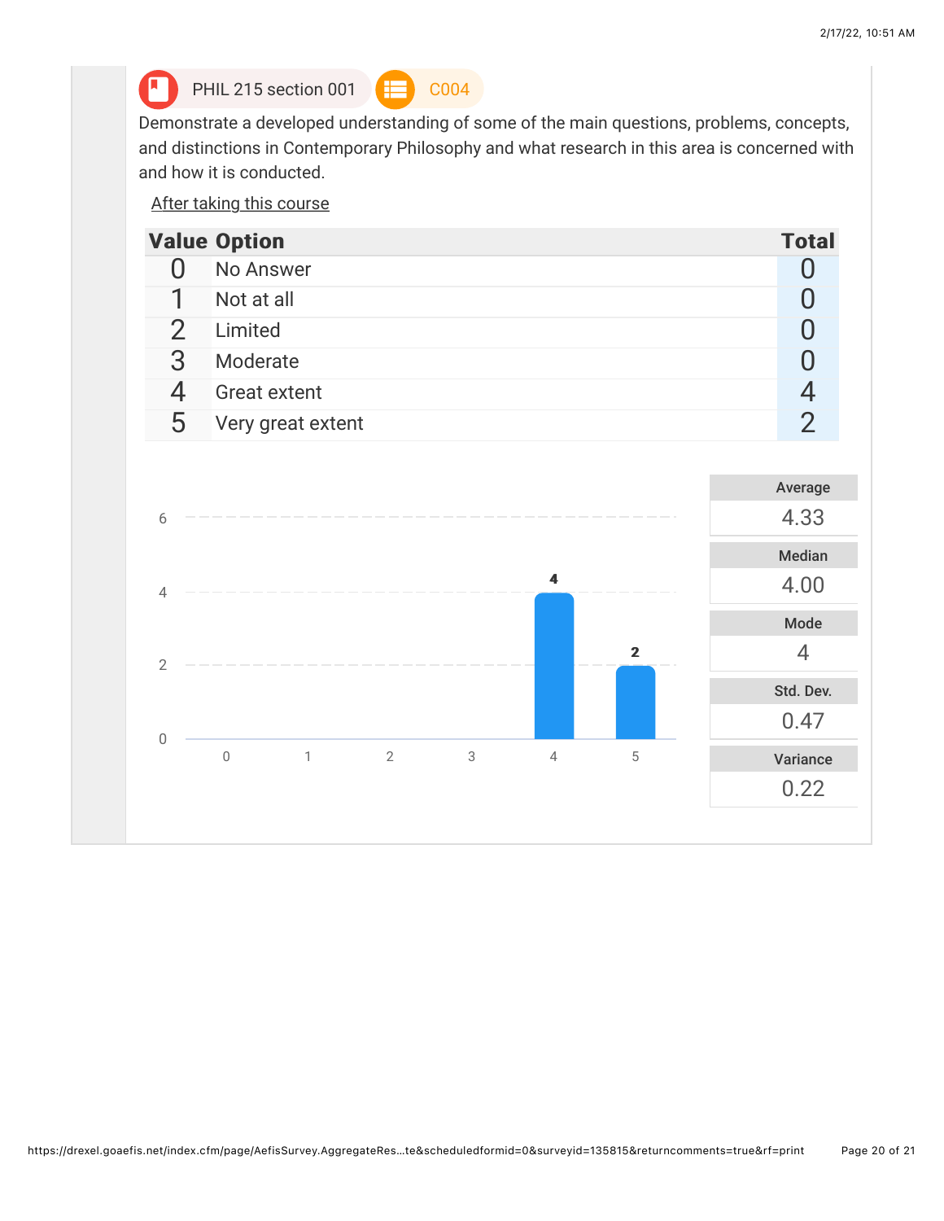PHIL 215 section 001 | C004

Demonstrate a developed understanding of some of the main questions, problems, concepts, and distinctions in Contemporary Philosophy and what research in this area is concerned with and how it is conducted.

After taking this course

| Value | Option | Total |
| --- | --- | --- |
| 0 | No Answer | 0 |
| 1 | Not at all | 0 |
| 2 | Limited | 0 |
| 3 | Moderate | 0 |
| 4 | Great extent | 4 |
| 5 | Very great extent | 2 |

| Average | Median | Mode | Std. Dev. | Variance |
| --- | --- | --- | --- | --- |
| 4.33 | 4.00 | 4 | 0.47 | 0.22 |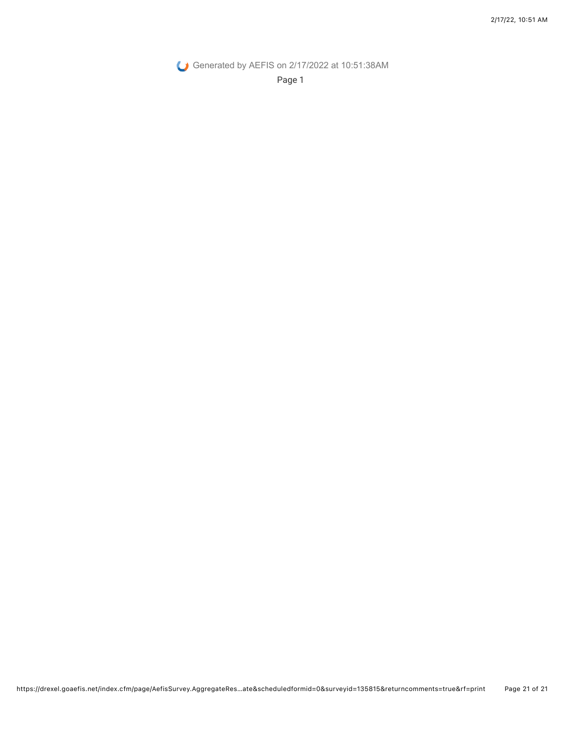Generated by AEFIS on 2/17/2022 at 10:51:38AM